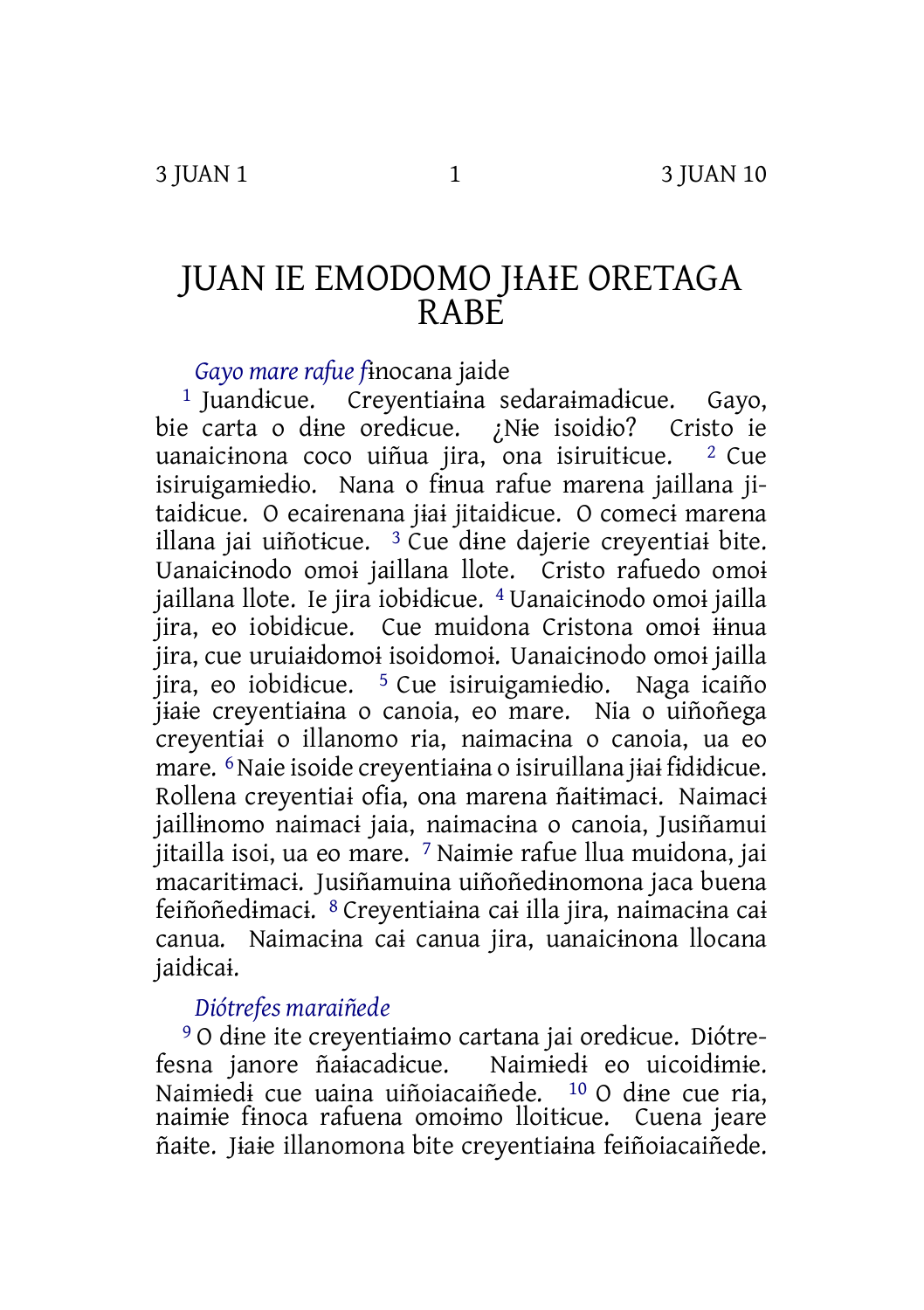# JUAN IE EMODOMO JƗAƗE ORETAGA RABE

*Gayo mare rafue f*ɨnocana jaide

[1] Juandɨcue. Creyentiaɨna sedaraɨmadɨcue. Gayo, bie carta o dɨne oredɨcue. ¿Nɨe isoidɨo? Cristo ie uanaicɨnona coco uiñua jira, ona isiruitɨcue. [2] Cue isiruigamɨedɨo. Nana o fɨnua rafue marena jaillana jitaidɨcue. O ecairenana jɨaɨ jitaidɨcue. O comecɨ marena illana jai uiñotɨcue. [3] Cue dɨne dajerie creyentiaɨ bite. Uanaicɨnodo omoɨ jaillana llote. Cristo rafuedo omoɨ jaillana llote. Ie jira iobɨdɨcue. [4] Uanaicɨnodo omoɨ jailla jira, eo iobɨdɨcue. Cue muidona Cristona omoɨ ɨɨnua jira, cue uruiaɨdomoɨ isoidomoɨ. Uanaicɨnodo omoɨ jailla jira, eo iobɨdɨcue. [5] Cue isiruigamɨedɨo. Naga icaiño jɨaɨe creyentiaɨna o canoia, eo mare. Nia o uiñoñega creyentiaɨ o illanomo ria, naimacɨna o canoia, ua eo mare. [6] Naie isoide creyentiaɨna o isiruillana jɨaɨ fɨdɨdɨcue. Rollena creyentiaɨ ofia, ona marena ñaɨtɨmacɨ. Naimacɨ jaillɨnomo naimacɨ jaia, naimacɨna o canoia, Jusiñamui jitailla isoi, ua eo mare. [7] Naimɨe rafue llua muidona, jai macaritɨmacɨ. Jusiñamuina uiñoñedɨnomona jaca buena feiñoñedɨmacɨ. [8] Creyentiaɨna caɨ illa jira, naimacɨna caɨ canua. Naimacɨna caɨ canua jira, uanaicɨnona llocana jaidɨcaɨ.

*Diótrefes maraiñede*

[9] O dɨne ite creyentiaɨmo cartana jai oredɨcue. Diótrefesna janore ñaɨacadɨcue. Naimɨedɨ eo uicoidɨmɨe. Naimɨedɨ cue uaina uiñoiacaiñede. [10] O dɨne cue ria, naimɨe fɨnoca rafuena omoɨmo lloitɨcue. Cuena jeare ñaite. Jɨaɨe illanomona bite creyentiaɨna feiñoiacaiñede.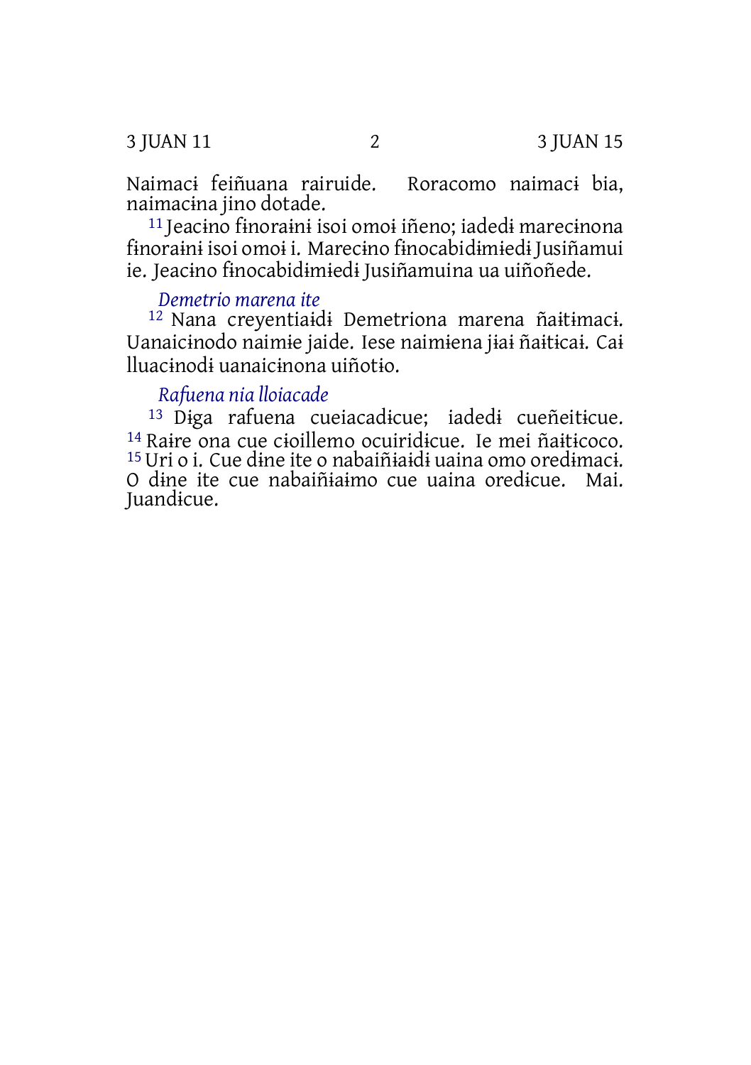Naimacɨ feiñuana rairuide. Roracomo naimacɨ bia, naimacɨna jino dotade.

[11] Jeacɨno fɨnoraɨnɨ isoi omoɨ iñeno; iadedɨ marecɨnona fɨnoraɨnɨ isoi omoɨ i. Marecɨno fɨnocabidɨmɨedɨ Jusiñamui ie. Jeacɨno fɨnocabidɨmɨedɨ Jusiñamuina ua uiñoñede.

### *Demetrio marena ite*

[12] Nana creyentiaɨdɨ Demetriona marena ñaɨtɨmacɨ. Uanaicɨnodo naimɨe jaide. Iese naimɨena jɨaɨ ñaɨticaɨ. Caɨ llua​cɨnodɨ uanaicɨnona uiñotɨo.

### *Rafuena nia lloiacade*

[13] Dɨga rafuena cueiacadɨcue; iadedɨ cueñeitɨcue. [14] Raɨre ona cue cɨoillemo ocuiridɨcue. Ie mei ñaɨtɨcoco. [15] Uri o i. Cue dɨne ite o nabaiñɨaɨdɨ uaina omo oredɨmacɨ. O dɨne ite cue nabaiñɨaimo cue uaina oredɨcue. Mai. Juandɨcue.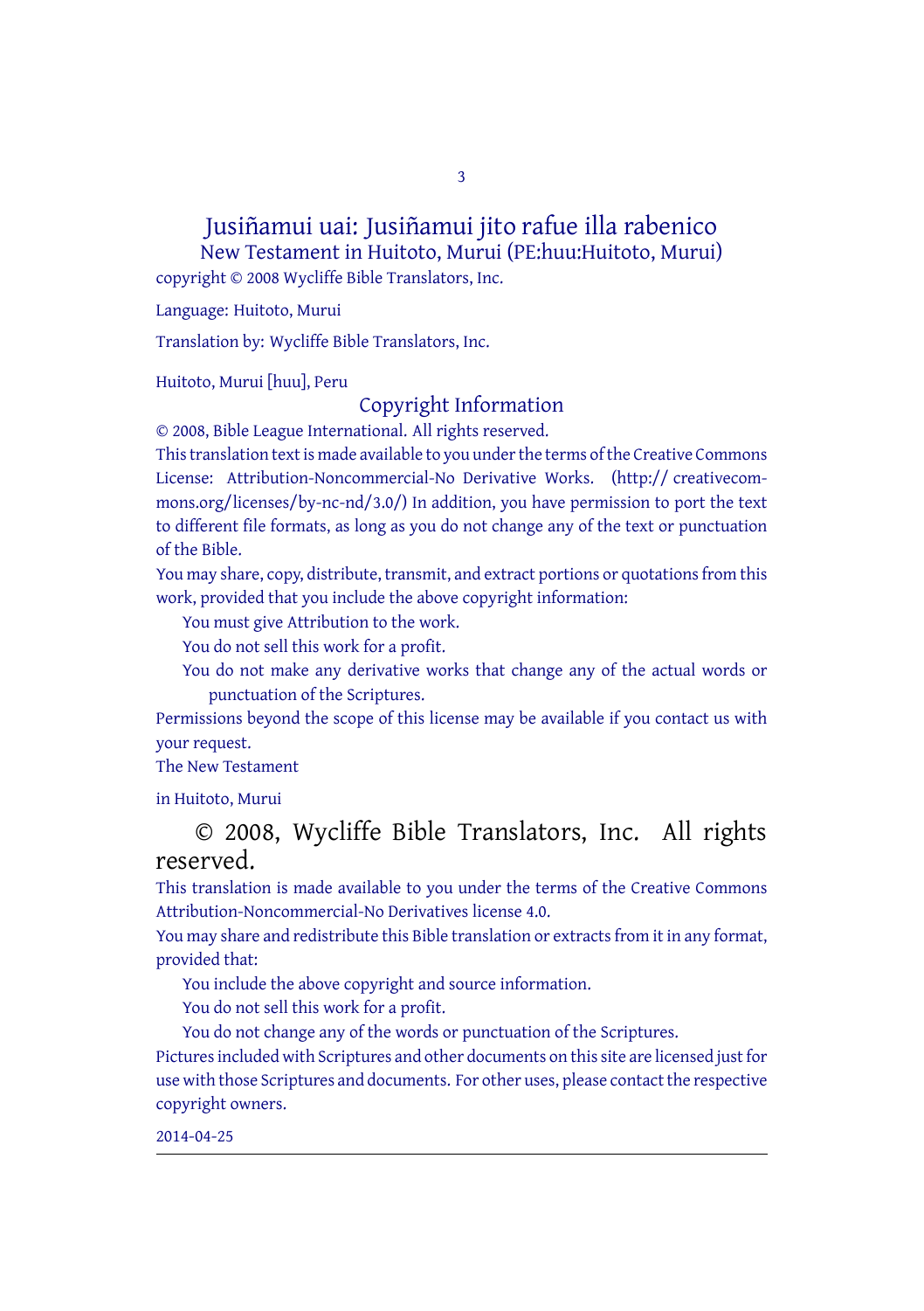# Jusiñamui uai: Jusiñamui jito rafue illa rabenico

## New Testament in Huitoto, Murui (PE:huu:Huitoto, Murui)

copyright © 2008 Wycliffe Bible Translators, Inc.

Language: Huitoto, Murui

Translation by: Wycliffe Bible Translators, Inc.

Huitoto, Murui [huu], Peru

## Copyright Information

© 2008, Bible League International. All rights reserved.

This translation text is made available to you under the terms of the Creative Commons License: Attribution-Noncommercial-No Derivative Works. (http:// creativecommons.org/licenses/by-nc-nd/3.0/) In addition, you have permission to port the text to different file formats, as long as you do not change any of the text or punctuation of the Bible.

You may share, copy, distribute, transmit, and extract portions or quotations from this work, provided that you include the above copyright information:

- You must give Attribution to the work.
- You do not sell this work for a profit.
- You do not make any derivative works that change any of the actual words or punctuation of the Scriptures.

Permissions beyond the scope of this license may be available if you contact us with your request.

The New Testament

in Huitoto, Murui

© 2008, Wycliffe Bible Translators, Inc. All rights reserved.

This translation is made available to you under the terms of the Creative Commons Attribution-Noncommercial-No Derivatives license 4.0.

You may share and redistribute this Bible translation or extracts from it in any format, provided that:

- You include the above copyright and source information.
- You do not sell this work for a profit.
- You do not change any of the words or punctuation of the Scriptures.

Pictures included with Scriptures and other documents on this site are licensed just for use with those Scriptures and documents. For other uses, please contact the respective copyright owners.

2014-04-25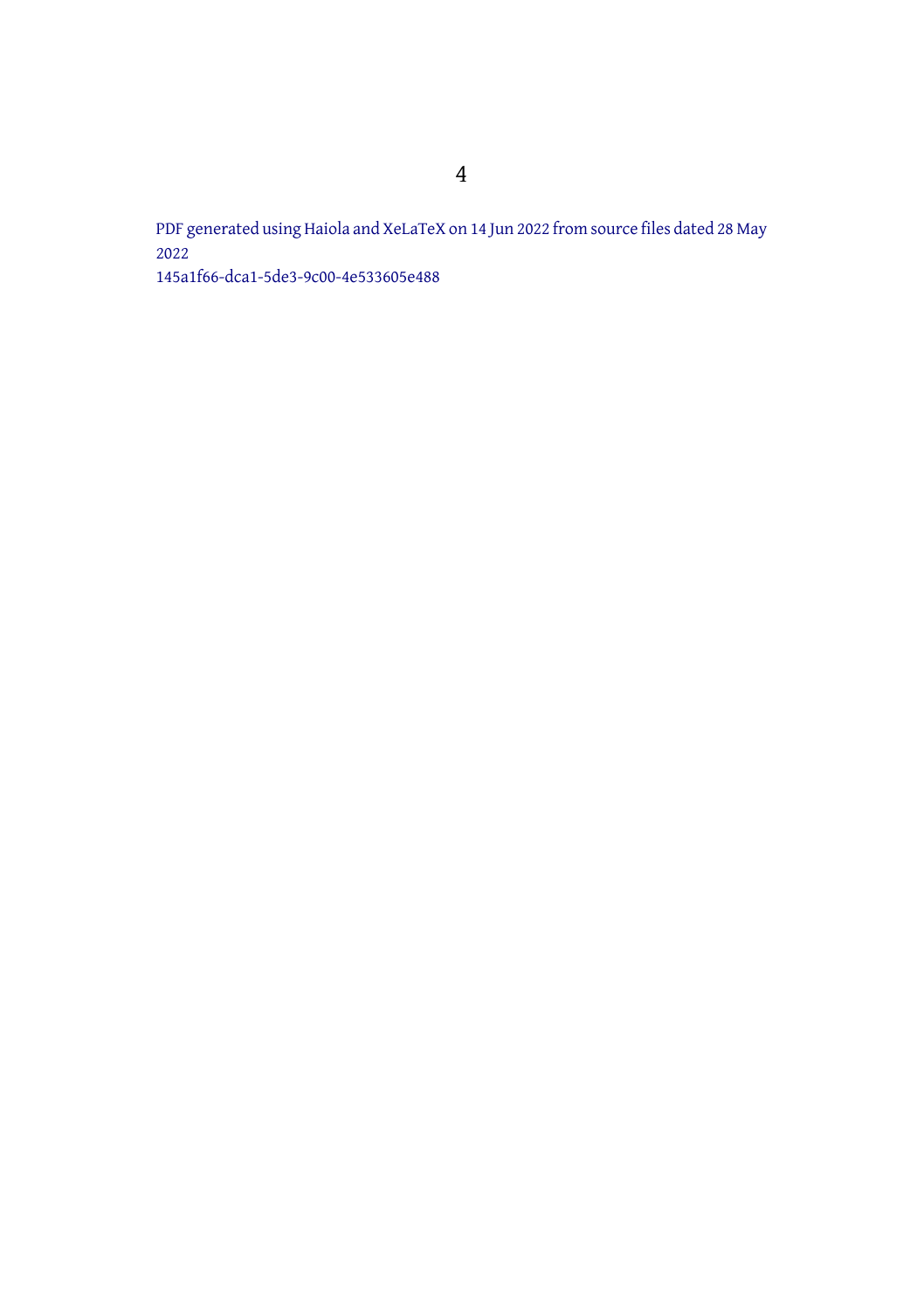PDF generated using Haiola and XeLaTeX on 14 Jun 2022 from source files dated 28 May 2022

145a1f66-dca1-5de3-9c00-4e533605e488